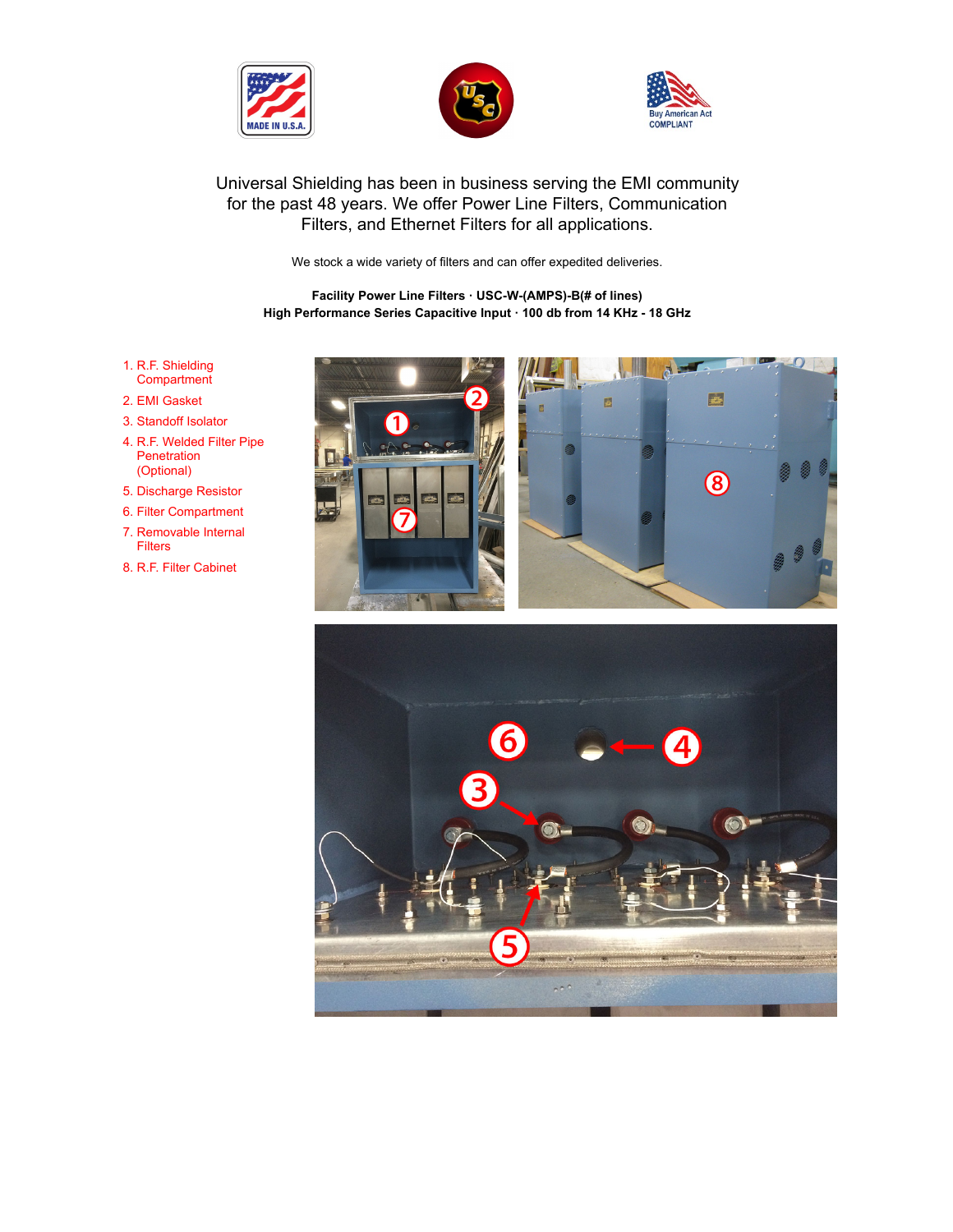Universal Shielding has been in business serving the EMI community for the past 48 years. We offer Power Line Filters, Communication Filters, and Ethernet Filters for all applications.

We stock a wide variety of filters and can offer expedited deliveries.

**Facility Power Line Filters · USC-W-(AMPS)-B(# of lines)**
**High Performance Series Capacitive Input · 100 db from 14 KHz - 18 GHz**

1. R.F. Shielding Compartment
2. EMI Gasket
3. Standoff Isolator
4. R.F. Welded Filter Pipe Penetration (Optional)
5. Discharge Resistor
6. Filter Compartment
7. Removable Internal Filters
8. R.F. Filter Cabinet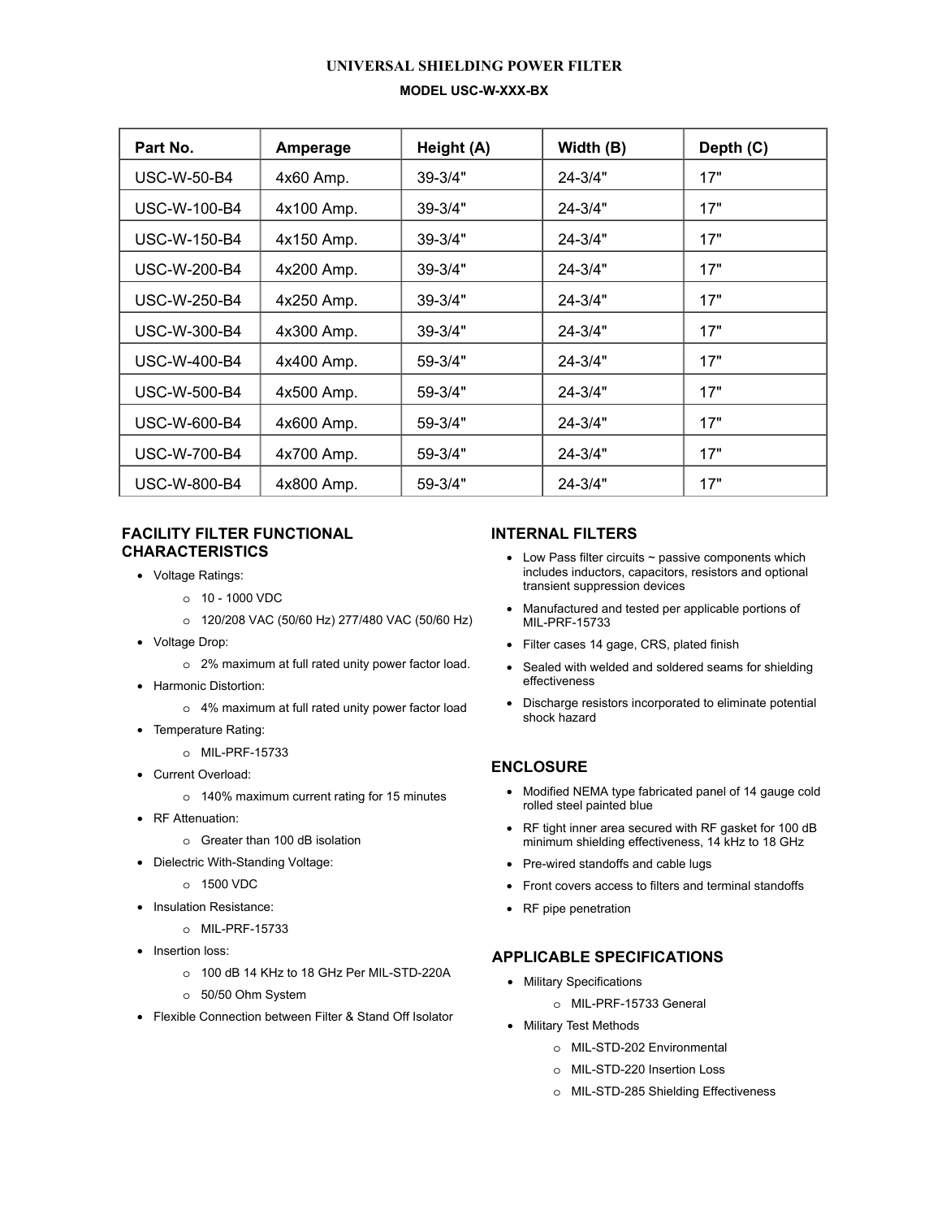# UNIVERSAL SHIELDING POWER FILTER

## MODEL USC-W-XXX-BX

| Part No. | Amperage | Height (A) | Width (B) | Depth (C) |
|---|---|---|---|---|
| USC-W-50-B4 | 4x60 Amp. | 39-3/4" | 24-3/4" | 17" |
| USC-W-100-B4 | 4x100 Amp. | 39-3/4" | 24-3/4" | 17" |
| USC-W-150-B4 | 4x150 Amp. | 39-3/4" | 24-3/4" | 17" |
| USC-W-200-B4 | 4x200 Amp. | 39-3/4" | 24-3/4" | 17" |
| USC-W-250-B4 | 4x250 Amp. | 39-3/4" | 24-3/4" | 17" |
| USC-W-300-B4 | 4x300 Amp. | 39-3/4" | 24-3/4" | 17" |
| USC-W-400-B4 | 4x400 Amp. | 59-3/4" | 24-3/4" | 17" |
| USC-W-500-B4 | 4x500 Amp. | 59-3/4" | 24-3/4" | 17" |
| USC-W-600-B4 | 4x600 Amp. | 59-3/4" | 24-3/4" | 17" |
| USC-W-700-B4 | 4x700 Amp. | 59-3/4" | 24-3/4" | 17" |
| USC-W-800-B4 | 4x800 Amp. | 59-3/4" | 24-3/4" | 17" |

### FACILITY FILTER FUNCTIONAL CHARACTERISTICS

- Voltage Ratings:
  - 10 - 1000 VDC
  - 120/208 VAC (50/60 Hz) 277/480 VAC (50/60 Hz)
- Voltage Drop:
  - 2% maximum at full rated unity power factor load.
- Harmonic Distortion:
  - 4% maximum at full rated unity power factor load
- Temperature Rating:
  - MIL-PRF-15733
- Current Overload:
  - 140% maximum current rating for 15 minutes
- RF Attenuation:
  - Greater than 100 dB isolation
- Dielectric With-Standing Voltage:
  - 1500 VDC
- Insulation Resistance:
  - MIL-PRF-15733
- Insertion loss:
  - 100 dB 14 KHz to 18 GHz Per MIL-STD-220A
  - 50/50 Ohm System
- Flexible Connection between Filter & Stand Off Isolator

### INTERNAL FILTERS

- Low Pass filter circuits ~ passive components which includes inductors, capacitors, resistors and optional transient suppression devices
- Manufactured and tested per applicable portions of MIL-PRF-15733
- Filter cases 14 gage, CRS, plated finish
- Sealed with welded and soldered seams for shielding effectiveness
- Discharge resistors incorporated to eliminate potential shock hazard

### ENCLOSURE

- Modified NEMA type fabricated panel of 14 gauge cold rolled steel painted blue
- RF tight inner area secured with RF gasket for 100 dB minimum shielding effectiveness, 14 kHz to 18 GHz
- Pre-wired standoffs and cable lugs
- Front covers access to filters and terminal standoffs
- RF pipe penetration

### APPLICABLE SPECIFICATIONS

- Military Specifications
  - MIL-PRF-15733 General
- Military Test Methods
  - MIL-STD-202 Environmental
  - MIL-STD-220 Insertion Loss
  - MIL-STD-285 Shielding Effectiveness